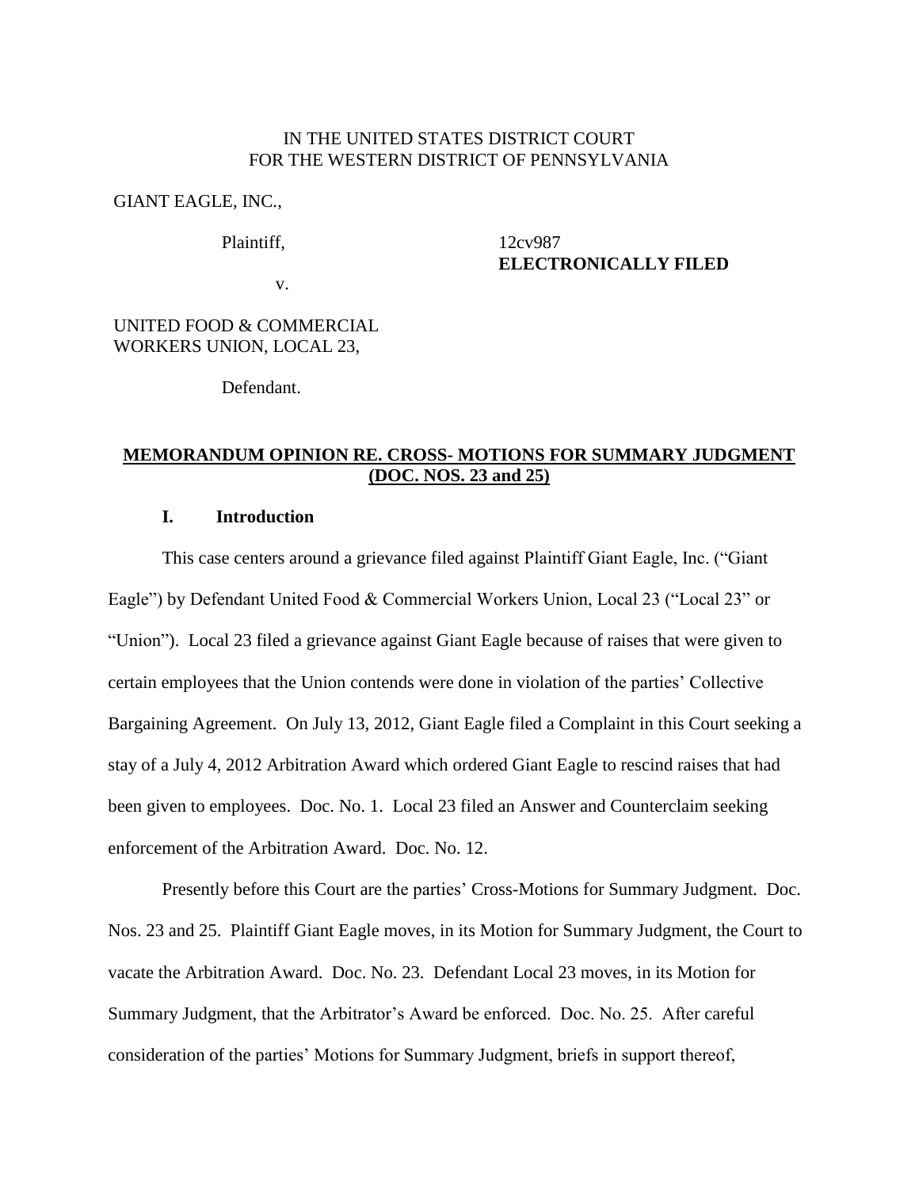IN THE UNITED STATES DISTRICT COURT
FOR THE WESTERN DISTRICT OF PENNSYLVANIA

GIANT EAGLE, INC.,

Plaintiff,

v.

UNITED FOOD & COMMERCIAL WORKERS UNION, LOCAL 23,

Defendant.

12cv987
**ELECTRONICALLY FILED**

**MEMORANDUM OPINION RE. CROSS- MOTIONS FOR SUMMARY JUDGMENT (DOC. NOS. 23 and 25)**

## I. Introduction

This case centers around a grievance filed against Plaintiff Giant Eagle, Inc. ("Giant Eagle") by Defendant United Food & Commercial Workers Union, Local 23 ("Local 23" or "Union"). Local 23 filed a grievance against Giant Eagle because of raises that were given to certain employees that the Union contends were done in violation of the parties' Collective Bargaining Agreement. On July 13, 2012, Giant Eagle filed a Complaint in this Court seeking a stay of a July 4, 2012 Arbitration Award which ordered Giant Eagle to rescind raises that had been given to employees. Doc. No. 1. Local 23 filed an Answer and Counterclaim seeking enforcement of the Arbitration Award. Doc. No. 12.

Presently before this Court are the parties' Cross-Motions for Summary Judgment. Doc. Nos. 23 and 25. Plaintiff Giant Eagle moves, in its Motion for Summary Judgment, the Court to vacate the Arbitration Award. Doc. No. 23. Defendant Local 23 moves, in its Motion for Summary Judgment, that the Arbitrator's Award be enforced. Doc. No. 25. After careful consideration of the parties' Motions for Summary Judgment, briefs in support thereof,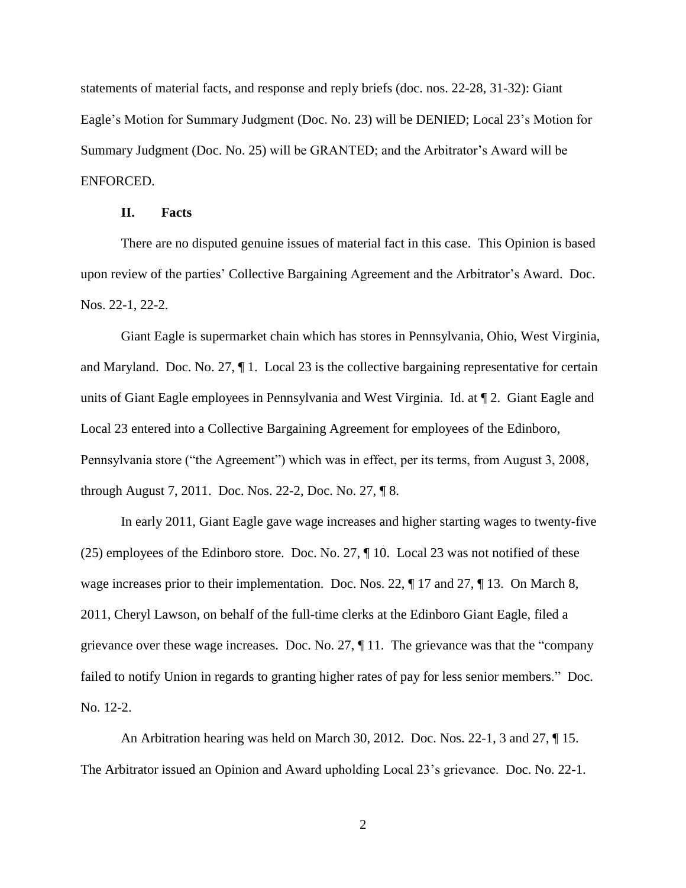statements of material facts, and response and reply briefs (doc. nos. 22-28, 31-32): Giant Eagle's Motion for Summary Judgment (Doc. No. 23) will be DENIED; Local 23's Motion for Summary Judgment (Doc. No. 25) will be GRANTED; and the Arbitrator's Award will be ENFORCED.

## II. Facts

There are no disputed genuine issues of material fact in this case. This Opinion is based upon review of the parties' Collective Bargaining Agreement and the Arbitrator's Award. Doc. Nos. 22-1, 22-2.

Giant Eagle is supermarket chain which has stores in Pennsylvania, Ohio, West Virginia, and Maryland. Doc. No. 27, ¶ 1. Local 23 is the collective bargaining representative for certain units of Giant Eagle employees in Pennsylvania and West Virginia. Id. at ¶ 2. Giant Eagle and Local 23 entered into a Collective Bargaining Agreement for employees of the Edinboro, Pennsylvania store ("the Agreement") which was in effect, per its terms, from August 3, 2008, through August 7, 2011. Doc. Nos. 22-2, Doc. No. 27, ¶ 8.

In early 2011, Giant Eagle gave wage increases and higher starting wages to twenty-five (25) employees of the Edinboro store. Doc. No. 27, ¶ 10. Local 23 was not notified of these wage increases prior to their implementation. Doc. Nos. 22, ¶ 17 and 27, ¶ 13. On March 8, 2011, Cheryl Lawson, on behalf of the full-time clerks at the Edinboro Giant Eagle, filed a grievance over these wage increases. Doc. No. 27, ¶ 11. The grievance was that the "company failed to notify Union in regards to granting higher rates of pay for less senior members." Doc. No. 12-2.

An Arbitration hearing was held on March 30, 2012. Doc. Nos. 22-1, 3 and 27, ¶ 15. The Arbitrator issued an Opinion and Award upholding Local 23's grievance. Doc. No. 22-1.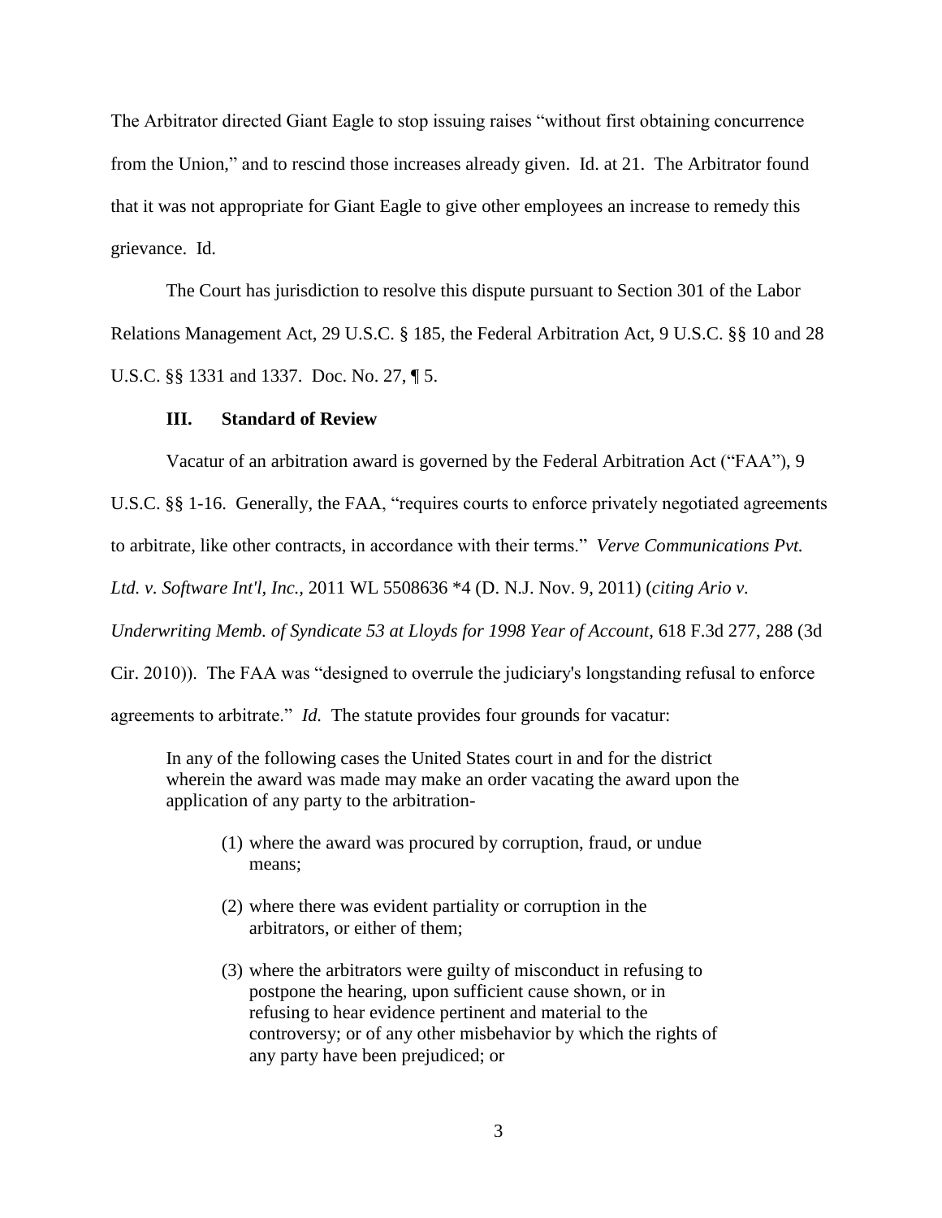The Arbitrator directed Giant Eagle to stop issuing raises "without first obtaining concurrence from the Union," and to rescind those increases already given. Id. at 21. The Arbitrator found that it was not appropriate for Giant Eagle to give other employees an increase to remedy this grievance. Id.

The Court has jurisdiction to resolve this dispute pursuant to Section 301 of the Labor Relations Management Act, 29 U.S.C. § 185, the Federal Arbitration Act, 9 U.S.C. §§ 10 and 28 U.S.C. §§ 1331 and 1337. Doc. No. 27, ¶ 5.

### III. Standard of Review

Vacatur of an arbitration award is governed by the Federal Arbitration Act ("FAA"), 9 U.S.C. §§ 1-16. Generally, the FAA, "requires courts to enforce privately negotiated agreements to arbitrate, like other contracts, in accordance with their terms." *Verve Communications Pvt. Ltd. v. Software Int'l, Inc.,* 2011 WL 5508636 *4 (D. N.J. Nov. 9, 2011) (*citing Ario v. Underwriting Memb. of Syndicate 53 at Lloyds for 1998 Year of Account*, 618 F.3d 277, 288 (3d Cir. 2010)). The FAA was "designed to overrule the judiciary's longstanding refusal to enforce agreements to arbitrate." *Id.* The statute provides four grounds for vacatur:

> In any of the following cases the United States court in and for the district wherein the award was made may make an order vacating the award upon the application of any party to the arbitration-
>
> (1) where the award was procured by corruption, fraud, or undue means;
>
> (2) where there was evident partiality or corruption in the arbitrators, or either of them;
>
> (3) where the arbitrators were guilty of misconduct in refusing to postpone the hearing, upon sufficient cause shown, or in refusing to hear evidence pertinent and material to the controversy; or of any other misbehavior by which the rights of any party have been prejudiced; or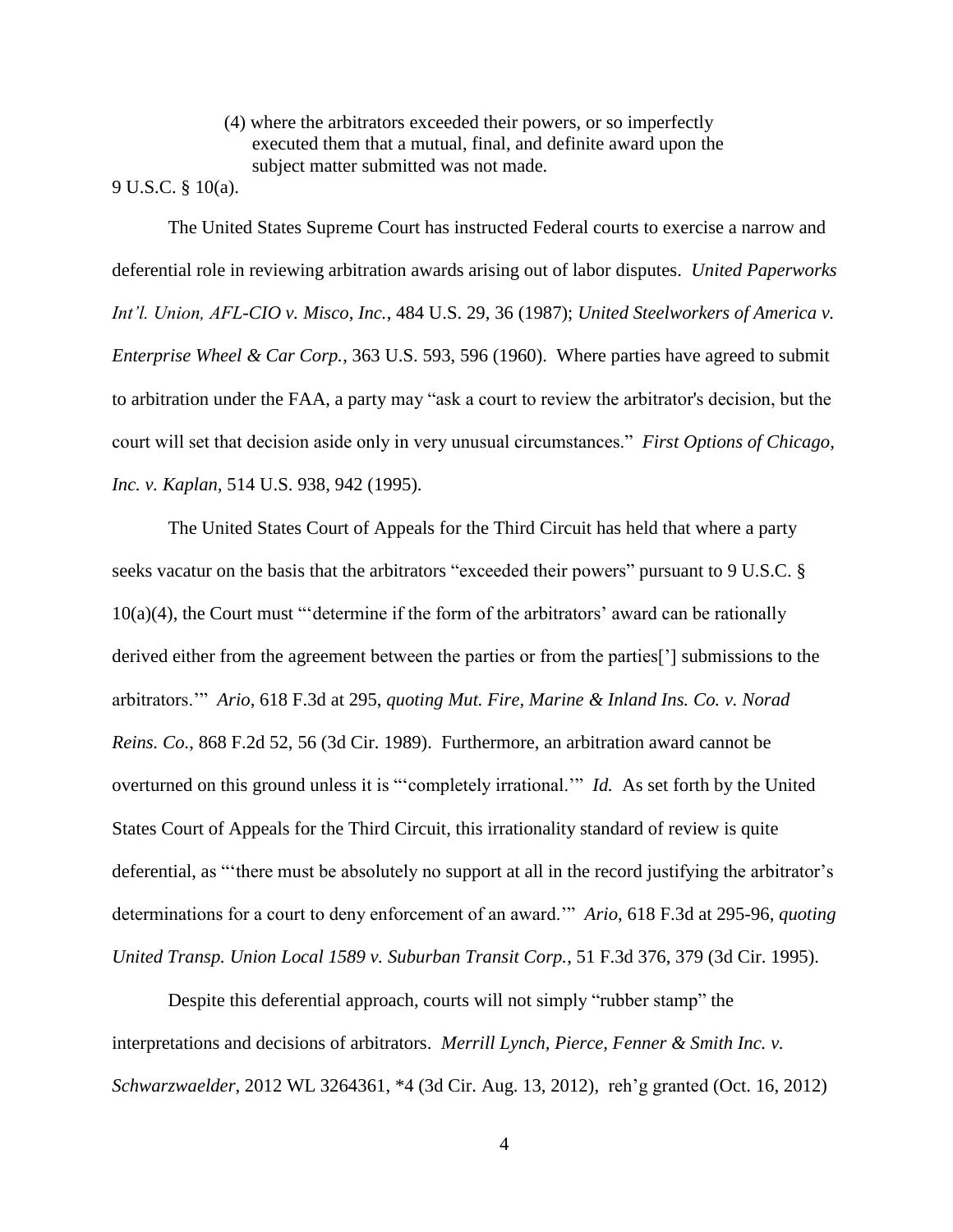> (4) where the arbitrators exceeded their powers, or so imperfectly executed them that a mutual, final, and definite award upon the subject matter submitted was not made.

9 U.S.C. § 10(a).

The United States Supreme Court has instructed Federal courts to exercise a narrow and deferential role in reviewing arbitration awards arising out of labor disputes. *United Paperworks Int'l. Union, AFL-CIO v. Misco, Inc.*, 484 U.S. 29, 36 (1987); *United Steelworkers of America v. Enterprise Wheel & Car Corp.*, 363 U.S. 593, 596 (1960). Where parties have agreed to submit to arbitration under the FAA, a party may "ask a court to review the arbitrator's decision, but the court will set that decision aside only in very unusual circumstances." *First Options of Chicago, Inc. v. Kaplan*, 514 U.S. 938, 942 (1995).

The United States Court of Appeals for the Third Circuit has held that where a party seeks vacatur on the basis that the arbitrators "exceeded their powers" pursuant to 9 U.S.C. § 10(a)(4), the Court must "'determine if the form of the arbitrators' award can be rationally derived either from the agreement between the parties or from the parties['] submissions to the arbitrators.'" *Ario*, 618 F.3d at 295, *quoting Mut. Fire, Marine & Inland Ins. Co. v. Norad Reins. Co.*, 868 F.2d 52, 56 (3d Cir. 1989). Furthermore, an arbitration award cannot be overturned on this ground unless it is "'completely irrational.'" *Id.* As set forth by the United States Court of Appeals for the Third Circuit, this irrationality standard of review is quite deferential, as "'there must be absolutely no support at all in the record justifying the arbitrator's determinations for a court to deny enforcement of an award.'" *Ario*, 618 F.3d at 295-96, *quoting United Transp. Union Local 1589 v. Suburban Transit Corp.*, 51 F.3d 376, 379 (3d Cir. 1995).

Despite this deferential approach, courts will not simply "rubber stamp" the interpretations and decisions of arbitrators. *Merrill Lynch, Pierce, Fenner & Smith Inc. v. Schwarzwaelder*, 2012 WL 3264361, *4 (3d Cir. Aug. 13, 2012), reh'g granted (Oct. 16, 2012)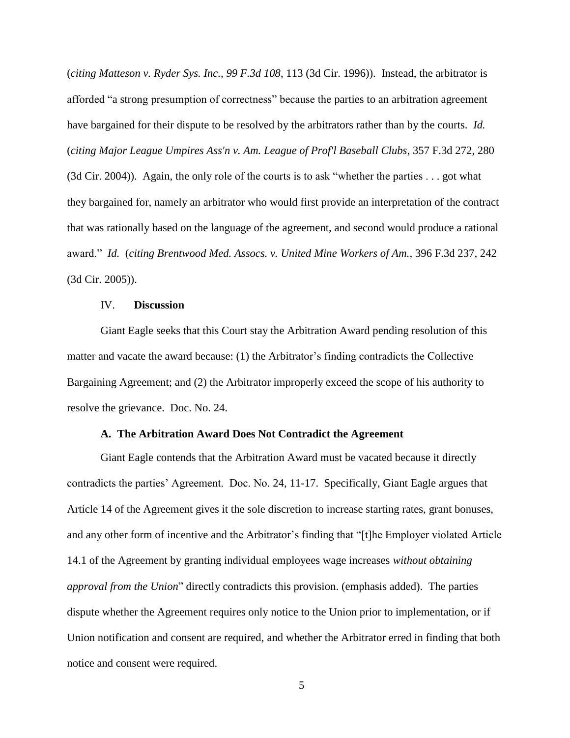(*citing Matteson v. Ryder Sys. Inc., 99 F.3d 108*, 113 (3d Cir. 1996)). Instead, the arbitrator is afforded "a strong presumption of correctness" because the parties to an arbitration agreement have bargained for their dispute to be resolved by the arbitrators rather than by the courts. *Id.* (*citing Major League Umpires Ass'n v. Am. League of Prof'l Baseball Clubs*, 357 F.3d 272, 280 (3d Cir. 2004)). Again, the only role of the courts is to ask "whether the parties . . . got what they bargained for, namely an arbitrator who would first provide an interpretation of the contract that was rationally based on the language of the agreement, and second would produce a rational award." *Id.* (*citing Brentwood Med. Assocs. v. United Mine Workers of Am.,* 396 F.3d 237, 242 (3d Cir. 2005)).

## IV. **Discussion**

Giant Eagle seeks that this Court stay the Arbitration Award pending resolution of this matter and vacate the award because: (1) the Arbitrator's finding contradicts the Collective Bargaining Agreement; and (2) the Arbitrator improperly exceed the scope of his authority to resolve the grievance. Doc. No. 24.

### **A. The Arbitration Award Does Not Contradict the Agreement**

Giant Eagle contends that the Arbitration Award must be vacated because it directly contradicts the parties' Agreement. Doc. No. 24, 11-17. Specifically, Giant Eagle argues that Article 14 of the Agreement gives it the sole discretion to increase starting rates, grant bonuses, and any other form of incentive and the Arbitrator's finding that "[t]he Employer violated Article 14.1 of the Agreement by granting individual employees wage increases *without obtaining approval from the Union*" directly contradicts this provision. (emphasis added). The parties dispute whether the Agreement requires only notice to the Union prior to implementation, or if Union notification and consent are required, and whether the Arbitrator erred in finding that both notice and consent were required.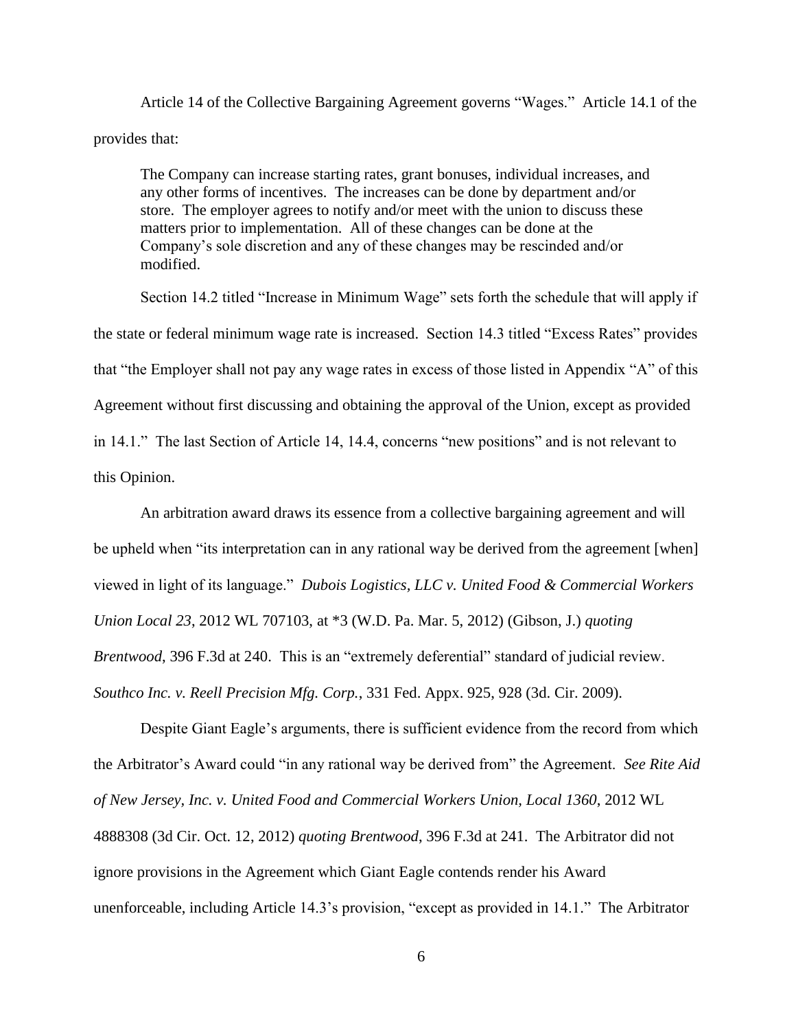Article 14 of the Collective Bargaining Agreement governs "Wages." Article 14.1 of the provides that:

> The Company can increase starting rates, grant bonuses, individual increases, and any other forms of incentives. The increases can be done by department and/or store. The employer agrees to notify and/or meet with the union to discuss these matters prior to implementation. All of these changes can be done at the Company's sole discretion and any of these changes may be rescinded and/or modified.

Section 14.2 titled "Increase in Minimum Wage" sets forth the schedule that will apply if the state or federal minimum wage rate is increased. Section 14.3 titled "Excess Rates" provides that "the Employer shall not pay any wage rates in excess of those listed in Appendix "A" of this Agreement without first discussing and obtaining the approval of the Union, except as provided in 14.1." The last Section of Article 14, 14.4, concerns "new positions" and is not relevant to this Opinion.

An arbitration award draws its essence from a collective bargaining agreement and will be upheld when "its interpretation can in any rational way be derived from the agreement [when] viewed in light of its language." *Dubois Logistics, LLC v. United Food & Commercial Workers Union Local 23*, 2012 WL 707103, at *3 (W.D. Pa. Mar. 5, 2012) (Gibson, J.) *quoting Brentwood*, 396 F.3d at 240. This is an "extremely deferential" standard of judicial review. *Southco Inc. v. Reell Precision Mfg. Corp.*, 331 Fed. Appx. 925, 928 (3d. Cir. 2009).

Despite Giant Eagle's arguments, there is sufficient evidence from the record from which the Arbitrator's Award could "in any rational way be derived from" the Agreement. *See Rite Aid of New Jersey, Inc. v. United Food and Commercial Workers Union, Local 1360*, 2012 WL 4888308 (3d Cir. Oct. 12, 2012) *quoting Brentwood*, 396 F.3d at 241. The Arbitrator did not ignore provisions in the Agreement which Giant Eagle contends render his Award unenforceable, including Article 14.3's provision, "except as provided in 14.1." The Arbitrator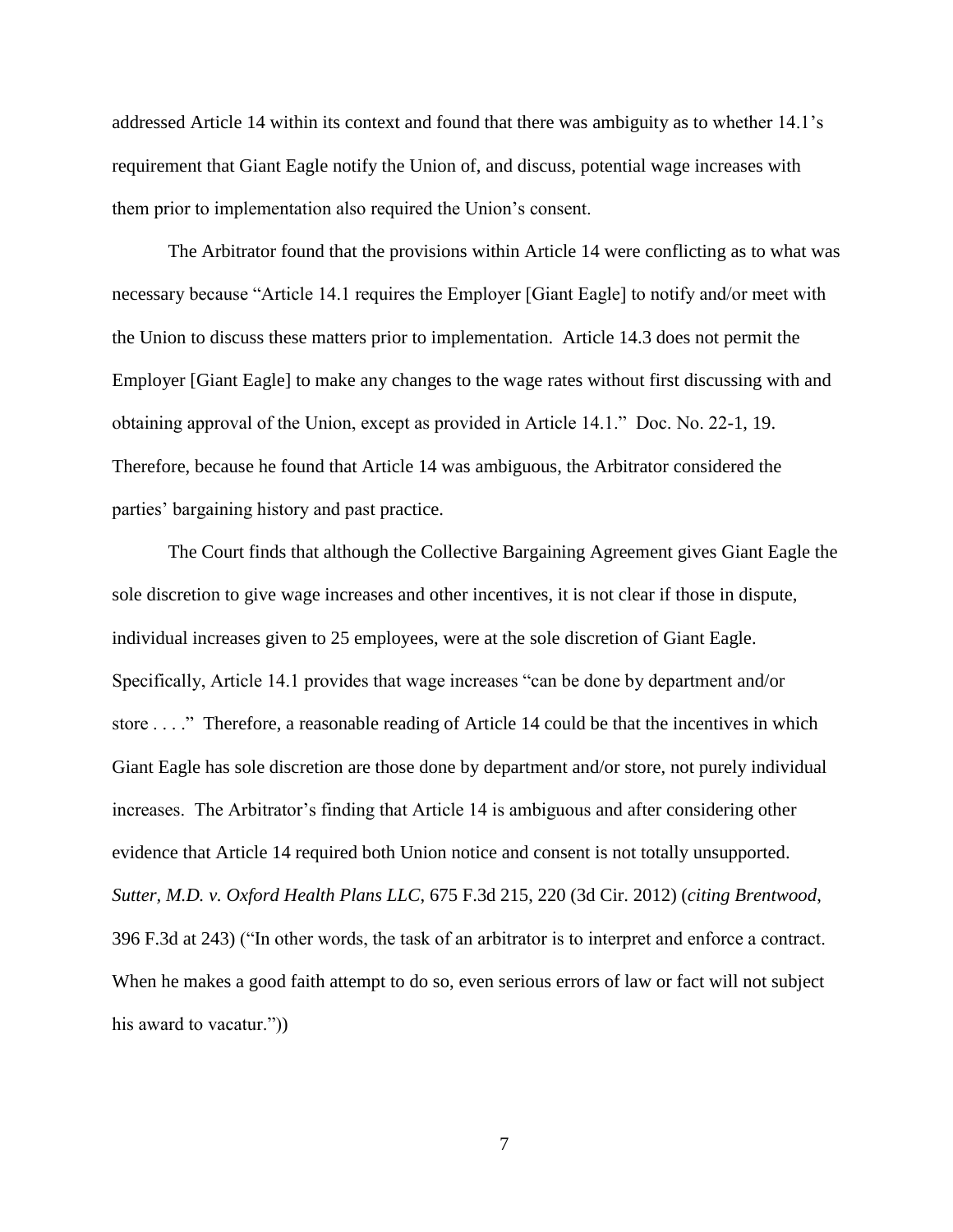addressed Article 14 within its context and found that there was ambiguity as to whether 14.1's requirement that Giant Eagle notify the Union of, and discuss, potential wage increases with them prior to implementation also required the Union's consent.

The Arbitrator found that the provisions within Article 14 were conflicting as to what was necessary because "Article 14.1 requires the Employer [Giant Eagle] to notify and/or meet with the Union to discuss these matters prior to implementation. Article 14.3 does not permit the Employer [Giant Eagle] to make any changes to the wage rates without first discussing with and obtaining approval of the Union, except as provided in Article 14.1." Doc. No. 22-1, 19. Therefore, because he found that Article 14 was ambiguous, the Arbitrator considered the parties' bargaining history and past practice.

The Court finds that although the Collective Bargaining Agreement gives Giant Eagle the sole discretion to give wage increases and other incentives, it is not clear if those in dispute, individual increases given to 25 employees, were at the sole discretion of Giant Eagle. Specifically, Article 14.1 provides that wage increases "can be done by department and/or store . . . ." Therefore, a reasonable reading of Article 14 could be that the incentives in which Giant Eagle has sole discretion are those done by department and/or store, not purely individual increases. The Arbitrator's finding that Article 14 is ambiguous and after considering other evidence that Article 14 required both Union notice and consent is not totally unsupported. *Sutter, M.D. v. Oxford Health Plans LLC*, 675 F.3d 215, 220 (3d Cir. 2012) (*citing Brentwood*, 396 F.3d at 243) ("In other words, the task of an arbitrator is to interpret and enforce a contract. When he makes a good faith attempt to do so, even serious errors of law or fact will not subject his award to vacatur."))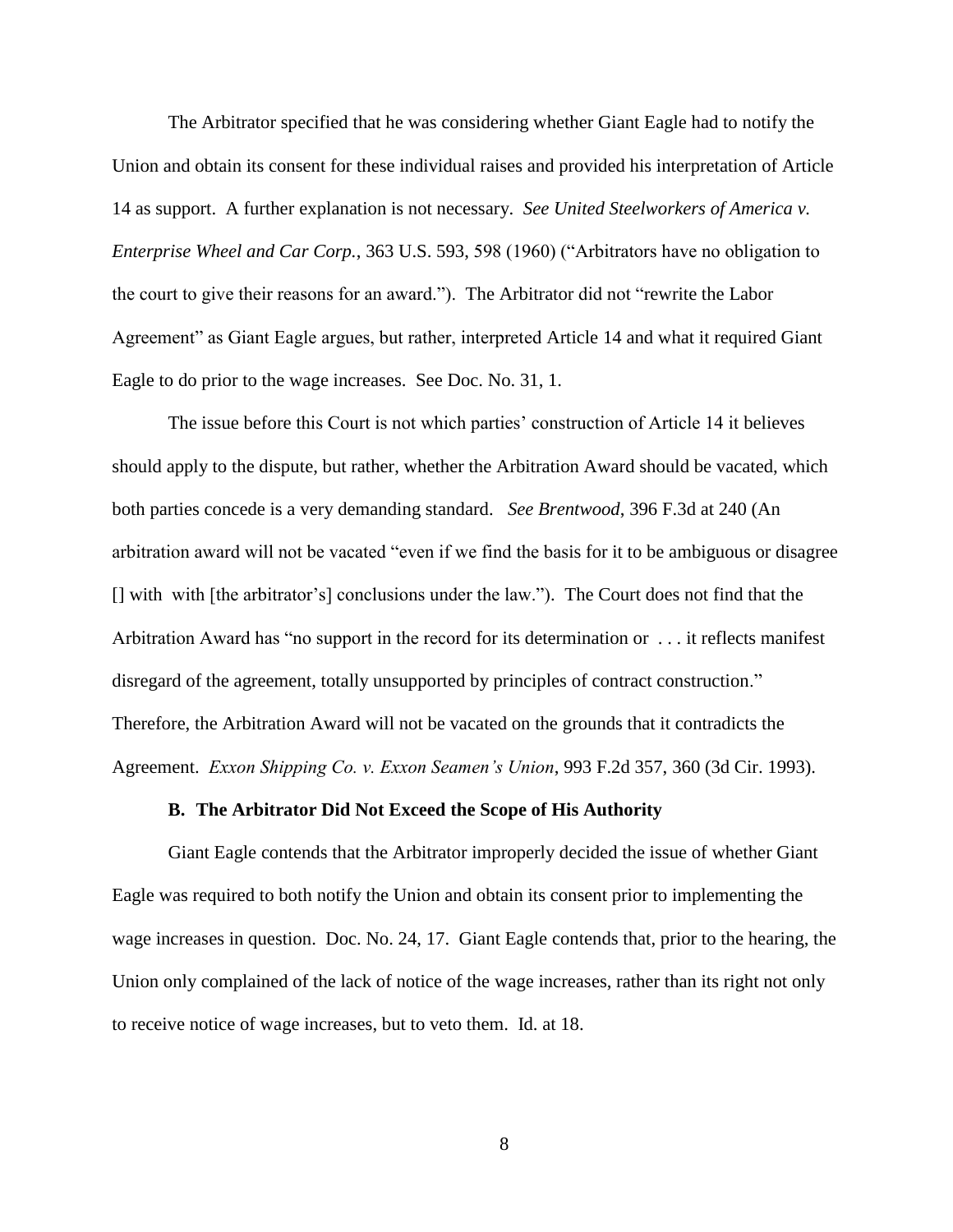The Arbitrator specified that he was considering whether Giant Eagle had to notify the Union and obtain its consent for these individual raises and provided his interpretation of Article 14 as support. A further explanation is not necessary. *See United Steelworkers of America v. Enterprise Wheel and Car Corp.*, 363 U.S. 593, 598 (1960) ("Arbitrators have no obligation to the court to give their reasons for an award."). The Arbitrator did not "rewrite the Labor Agreement" as Giant Eagle argues, but rather, interpreted Article 14 and what it required Giant Eagle to do prior to the wage increases. See Doc. No. 31, 1.

The issue before this Court is not which parties' construction of Article 14 it believes should apply to the dispute, but rather, whether the Arbitration Award should be vacated, which both parties concede is a very demanding standard. *See Brentwood*, 396 F.3d at 240 (An arbitration award will not be vacated "even if we find the basis for it to be ambiguous or disagree [] with with [the arbitrator's] conclusions under the law."). The Court does not find that the Arbitration Award has "no support in the record for its determination or . . . it reflects manifest disregard of the agreement, totally unsupported by principles of contract construction." Therefore, the Arbitration Award will not be vacated on the grounds that it contradicts the Agreement. *Exxon Shipping Co. v. Exxon Seamen's Union*, 993 F.2d 357, 360 (3d Cir. 1993).

### B. The Arbitrator Did Not Exceed the Scope of His Authority

Giant Eagle contends that the Arbitrator improperly decided the issue of whether Giant Eagle was required to both notify the Union and obtain its consent prior to implementing the wage increases in question. Doc. No. 24, 17. Giant Eagle contends that, prior to the hearing, the Union only complained of the lack of notice of the wage increases, rather than its right not only to receive notice of wage increases, but to veto them. Id. at 18.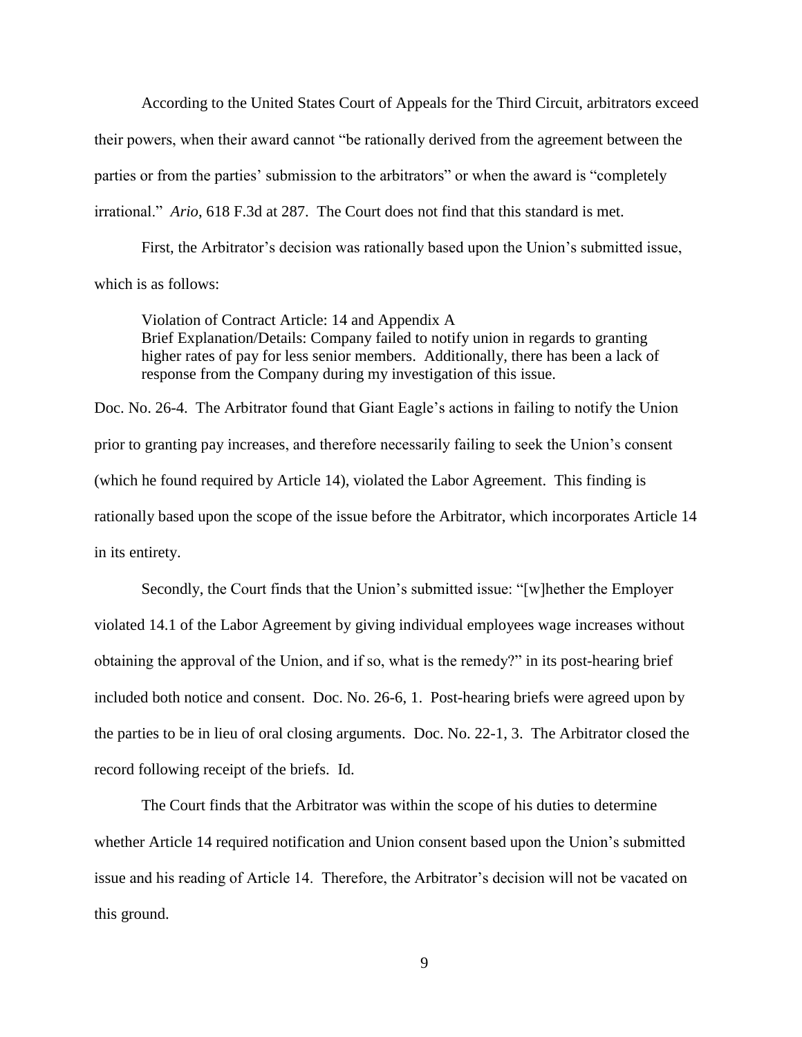According to the United States Court of Appeals for the Third Circuit, arbitrators exceed their powers, when their award cannot "be rationally derived from the agreement between the parties or from the parties' submission to the arbitrators" or when the award is "completely irrational." *Ario*, 618 F.3d at 287. The Court does not find that this standard is met.

First, the Arbitrator's decision was rationally based upon the Union's submitted issue, which is as follows:

> Violation of Contract Article: 14 and Appendix A
> Brief Explanation/Details: Company failed to notify union in regards to granting higher rates of pay for less senior members. Additionally, there has been a lack of response from the Company during my investigation of this issue.

Doc. No. 26-4. The Arbitrator found that Giant Eagle's actions in failing to notify the Union prior to granting pay increases, and therefore necessarily failing to seek the Union's consent (which he found required by Article 14), violated the Labor Agreement. This finding is rationally based upon the scope of the issue before the Arbitrator, which incorporates Article 14 in its entirety.

Secondly, the Court finds that the Union's submitted issue: "[w]hether the Employer violated 14.1 of the Labor Agreement by giving individual employees wage increases without obtaining the approval of the Union, and if so, what is the remedy?" in its post-hearing brief included both notice and consent. Doc. No. 26-6, 1. Post-hearing briefs were agreed upon by the parties to be in lieu of oral closing arguments. Doc. No. 22-1, 3. The Arbitrator closed the record following receipt of the briefs. Id.

The Court finds that the Arbitrator was within the scope of his duties to determine whether Article 14 required notification and Union consent based upon the Union's submitted issue and his reading of Article 14. Therefore, the Arbitrator's decision will not be vacated on this ground.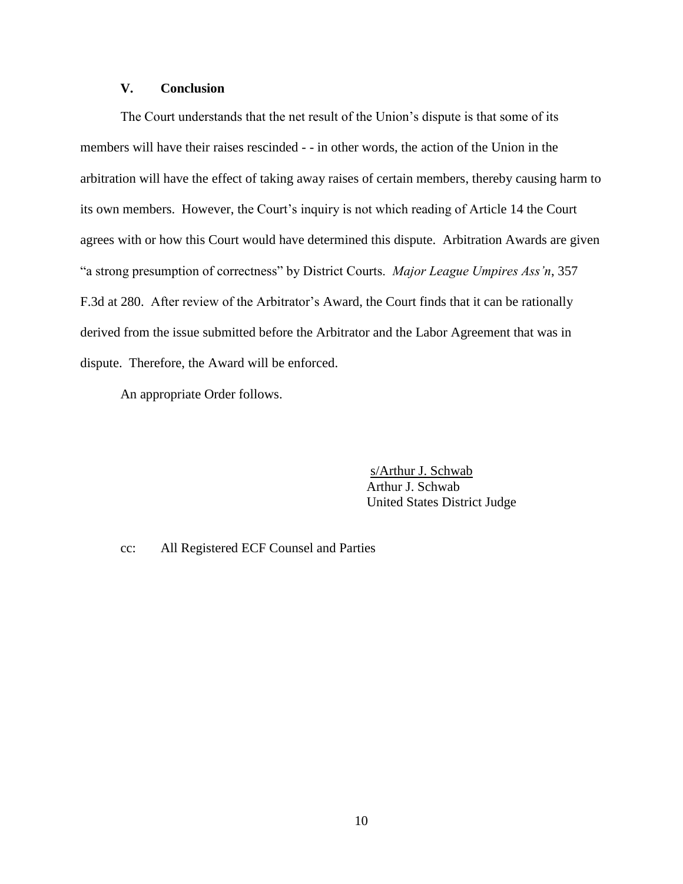## V. Conclusion

The Court understands that the net result of the Union's dispute is that some of its members will have their raises rescinded - - in other words, the action of the Union in the arbitration will have the effect of taking away raises of certain members, thereby causing harm to its own members. However, the Court's inquiry is not which reading of Article 14 the Court agrees with or how this Court would have determined this dispute. Arbitration Awards are given "a strong presumption of correctness" by District Courts. *Major League Umpires Ass'n*, 357 F.3d at 280. After review of the Arbitrator's Award, the Court finds that it can be rationally derived from the issue submitted before the Arbitrator and the Labor Agreement that was in dispute. Therefore, the Award will be enforced.

An appropriate Order follows.

s/Arthur J. Schwab
Arthur J. Schwab
United States District Judge

cc: All Registered ECF Counsel and Parties